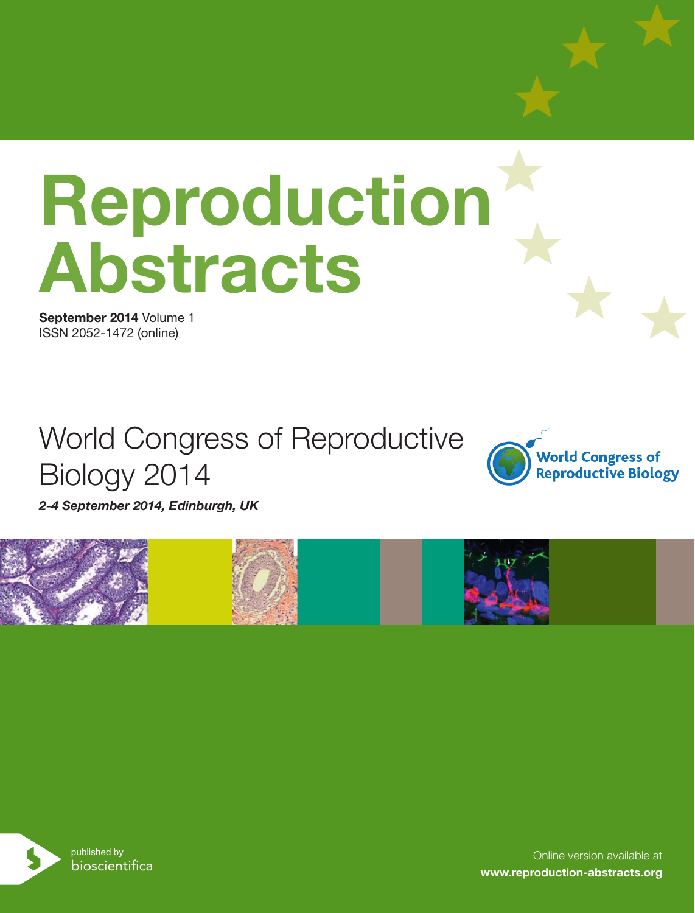# Reproduction Abstracts

**September 2014** Volume 1
ISSN 2052-1472 (online)

## World Congress of Reproductive Biology 2014

***2-4 September 2014, Edinburgh, UK***

World Congress of Reproductive Biology

published by
bioscientifica

Online version available at
**www.reproduction-abstracts.org**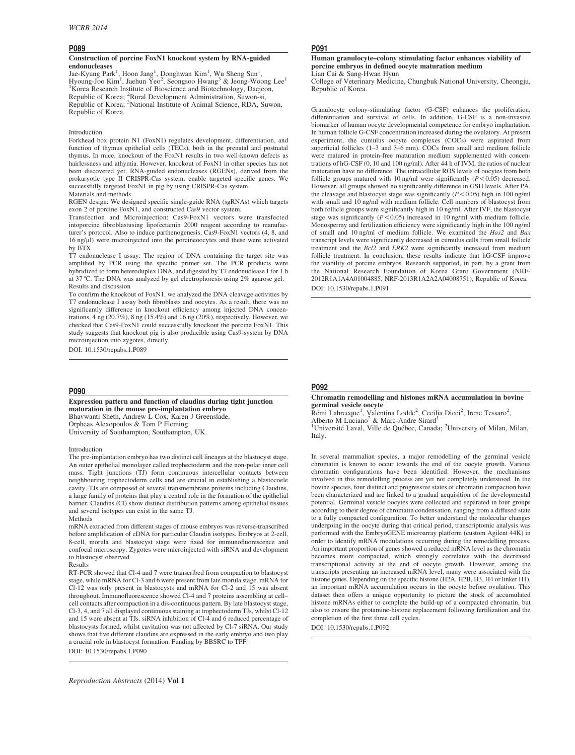## P089

### Construction of porcine FoxN1 knockout system by RNA-guided endonucleases

Jae-Kyung Park[1], Hoon Jang[1], Donghwan Kim[1], Wu Sheng Sun[1], Hyoung-Joo Kim[1], Jaehun Yeo[2], Seongsoo Hwang[3] & Jeong-Woong Lee[1]
[1]Korea Research Institute of Bioscience and Biotechnology, Daejeon, Republic of Korea; [2]Rural Development Administration, Suwon-si, Republic of Korea; [3]National Institute of Animal Science, RDA, Suwon, Republic of Korea.

Introduction

Forkhead box protein N1 (FoxN1) regulates development, differentiation, and function of thymus epithelial cells (TECs), both in the prenatal and postnatal thymus. In mice, knockout of the FoxN1 results in two well-known defects as hairlessness and athymia. However, knockout of FoxN1 in other species has not been discovered yet. RNA-guided endonucleases (RGENs), derived from the prokaryotic type II CRISPR-Cas system, enable targeted specific genes. We successfully targeted FoxN1 in pig by using CRISPR-Cas system.

Materials and methods

RGEN design: We designed specific single-guide RNA (sgRNAs) which targets exon 2 of porcine FoxN1, and constructed Cas9 vector system.

Transfection and Microinjection: Cas9-FoxN1 vectors were transfected intoporcine fibroblastusing lipofectamin 2000 reagent according to manufacturer's protocol. Also to induce parthenogenesis, Cas9-FoxN1 vectors (4, 8, and 16 ng/μl) were microinjected into the porcineoocytes and these were activated by BTX.

T7 endonuclease I assay: The region of DNA containing the target site was amplified by PCR using the specific primer set. The PCR products were hybridized to form heteroduplex DNA, and digested by T7 endonuclease I for 1 h at 37 °C. The DNA was analyzed by gel electrophoresis using 2% agarose gel.

Results and discussion

To confirm the knockout of FoxN1, we analyzed the DNA cleavage activities by T7 endonuclease I assay both fibroblasts and oocytes. As a result, there was no significantly difference in knockout efficiency among injected DNA concentrations, 4 ng (20.7%), 8 ng (15.4%) and 16 ng (20%), respectively. However, we checked that Cas9-FoxN1 could successfully knockout the porcine FoxN1. This study suggests that knockout pig is also producible using Cas9-system by DNA microinjection into zygotes, directly.

DOI: 10.1530/repabs.1.P089

## P090

### Expression pattern and function of claudins during tight junction maturation in the mouse pre-implantation embryo

Bhavwanti Sheth, Andrew L Cox, Karen J Greenslade, Orpheas Alexopoulos & Tom P Fleming
University of Southampton, Southampton, UK.

Introduction

The pre-implantation embryo has two distinct cell lineages at the blastocyst stage. An outer epithelial monolayer called trophectoderm and the non-polar inner cell mass. Tight junctions (TJ) form continuous intercellular contacts between neighbouring trophectoderm cells and are crucial in establishing a blastocoele cavity. TJs are composed of several transmembrane proteins including Claudins, a large family of proteins that play a central role in the formation of the epithelial barrier. Claudins (Cl) show distinct distribution patterns among epithelial tissues and several isotypes can exist in the same TJ.

Methods

mRNA extracted from different stages of mouse embryos was reverse-transcribed before amplification of cDNA for particular Claudin isotypes. Embryos at 2-cell, 8-cell, morula and blastocyst stage were fixed for immunofluorescence and confocal microscopy. Zygotes were microinjected with siRNA and development to blastocyst observed.

Results

RT-PCR showed that Cl-4 and 7 were transcribed from compaction to blastocyst stage, while mRNA for Cl-3 and 6 were present from late morula stage. mRNA for Cl-12 was only present in blastocysts and mRNA for Cl-2 and 15 was absent throughout. Immunofluorescence showed Cl-4 and 7 proteins assembling at cell–cell contacts after compaction in a dis-continuous pattern. By late blastocyst stage, Cl-3, 4, and 7 all displayed continuous staining at trophectoderm TJs, whilst Cl-12 and 15 were absent at TJs. siRNA inhibition of Cl-4 and 6 reduced percentage of blastocysts formed, whilst cavitation was not affected by Cl-7 siRNA. Our study shows that five different claudins are expressed in the early embryo and two play a crucial role in blastocyst formation. Funding by BBSRC to TPF.

DOI: 10.1530/repabs.1.P090

## P091

### Human granulocyte–colony stimulating factor enhances viability of porcine embryos in defined oocyte maturation medium

Lian Cai & Sang-Hwan Hyun
College of Veterinary Medicine, Chungbuk National University, Cheongju, Republic of Korea.

Granulocyte colony-stimulating factor (G-CSF) enhances the proliferation, differentiation and survival of cells. In addition, G-CSF is a non-invasive biomarker of human oocyte developmental competence for embryo implantation. In human follicle G-CSF concentration increased during the ovulatory. At present experiment, the cumulus oocyte complexes (COCs) were aspirated from superficial follicles (1–3 and 3–6 mm). COCs from small and medium follicle were matured in protein-free maturation medium supplemented with concentrations of hG-CSF (0, 10 and 100 ng/ml). After 44 h of IVM, the ratios of nuclear maturation have no difference. The intracellular ROS levels of oocytes from both follicle groups matured with 10 ng/ml were significantly ($P < 0.05$) decreased. However, all groups showed no significantly difference in GSH levels. After PA, the cleavage and blastocyst stage was significantly ($P < 0.05$) high in 100 ng/ml with small and 10 ng/ml with medium follicle. Cell numbers of blastocyst from both follicle groups were significantly high in 10 ng/ml. After IVF, the blastocyst stage was significantly ($P < 0.05$) increased in 10 ng/ml with medium follicle. Monospermy and fertilization efficiency were significantly high in the 100 ng/ml of small and 10 ng/ml of medium follicle. We examined the *Has2* and *Bax* transcript levels were significantly decreased in cumulus cells from small follicle treatment and the *Bcl2* and *ERK2* were significantly increased from medium follicle treatment. In conclusion, these results indicate that hG-CSF improve the viability of porcine embryos. Research supported, in part, by a grant from the National Research Foundation of Korea Grant Government (NRF-2012R1A1A4A01004885, NRF-2013R1A2A2A04008751), Republic of Korea.

DOI: 10.1530/repabs.1.P091

## P092

### Chromatin remodelling and histones mRNA accumulation in bovine germinal vesicle oocyte

Rémi Labrecque[1], Valentina Lodde[2], Cecilia Dieci[2], Irene Tessaro[2], Alberto M Luciano[2] & Marc-Andre Sirard[1]
[1]Université Laval, Ville de Québec, Canada; [2]University of Milan, Milan, Italy.

In several mammalian species, a major remodelling of the germinal vesicle chromatin is known to occur towards the end of the oocyte growth. Various chromatin configurations have been identified. However, the mechanisms involved in this remodelling process are yet not completely understood. In the bovine species, four distinct and progressive states of chromatin compaction have been characterized and are linked to a gradual acquisition of the developmental potential. Germinal vesicle oocytes were collected and separated in four groups according to their degree of chromatin condensation, ranging from a diffused state to a fully compacted configuration. To better understand the molecular changes undergoing in the oocyte during that critical period, transcriptomic analysis was performed with the EmbryoGENE microarray platform (custom Agilent 44K) in order to identify mRNA modulations occurring during the remodelling process. An important proportion of genes showed a reduced mRNA level as the chromatin becomes more compacted, which strongly correlates with the decreased transcriptional activity at the end of oocyte growth. However, among the transcripts presenting an increased mRNA level, many were associated with the histone genes. Depending on the specific histone (H2A, H2B, H3, H4 or linker H1), an important mRNA accumulation occurs in the oocyte before ovulation. This dataset then offers a unique opportunity to picture the stock of accumulated histone mRNAs either to complete the build-up of a compacted chromatin, but also to ensure the protamine-histone replacement following fertilization and the completion of the first three cell cycles.

DOI: 10.1530/repabs.1.P092